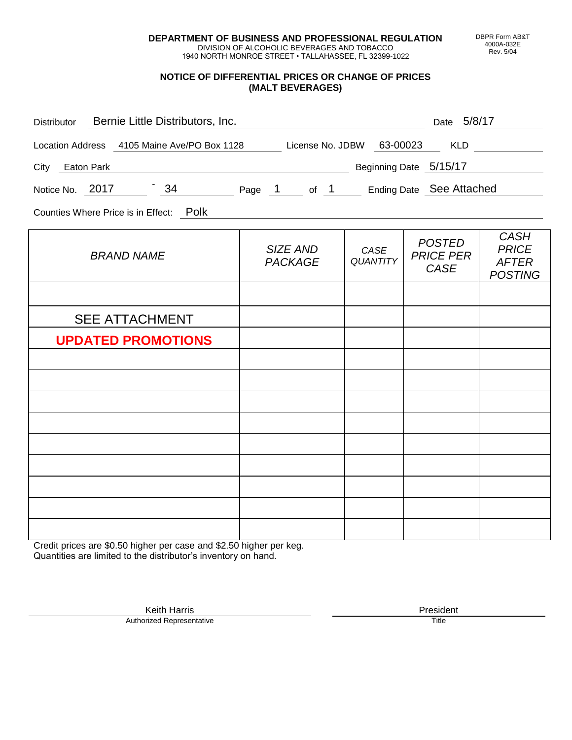**DEPARTMENT OF BUSINESS AND PROFESSIONAL REGULATION**
DIVISION OF ALCOHOLIC BEVERAGES AND TOBACCO
1940 NORTH MONROE STREET • TALLAHASSEE, FL 32399-1022

DBPR Form AB&T 4000A-032E Rev. 5/04

## NOTICE OF DIFFERENTIAL PRICES OR CHANGE OF PRICES (MALT BEVERAGES)

Distributor: Bernie Little Distributors, Inc. Date: 5/8/17

Location Address: 4105 Maine Ave/PO Box 1128 License No. JDBW: 63-00023 KLD:

City: Eaton Park Beginning Date: 5/15/17

Notice No. 2017 - 34 Page 1 of 1 Ending Date: See Attached

Counties Where Price is in Effect: Polk

| *BRAND NAME* | *SIZE AND PACKAGE* | *CASE QUANTITY* | *POSTED PRICE PER CASE* | *CASH PRICE AFTER POSTING* |
|---|---|---|---|---|
| | | | | |
| SEE ATTACHMENT | | | | |
| **UPDATED PROMOTIONS** | | | | |
| | | | | |
| | | | | |
| | | | | |
| | | | | |
| | | | | |
| | | | | |
| | | | | |
| | | | | |
| | | | | |

Credit prices are $0.50 higher per case and $2.50 higher per keg.
Quantities are limited to the distributor's inventory on hand.

Keith Harris — Authorized Representative

President — Title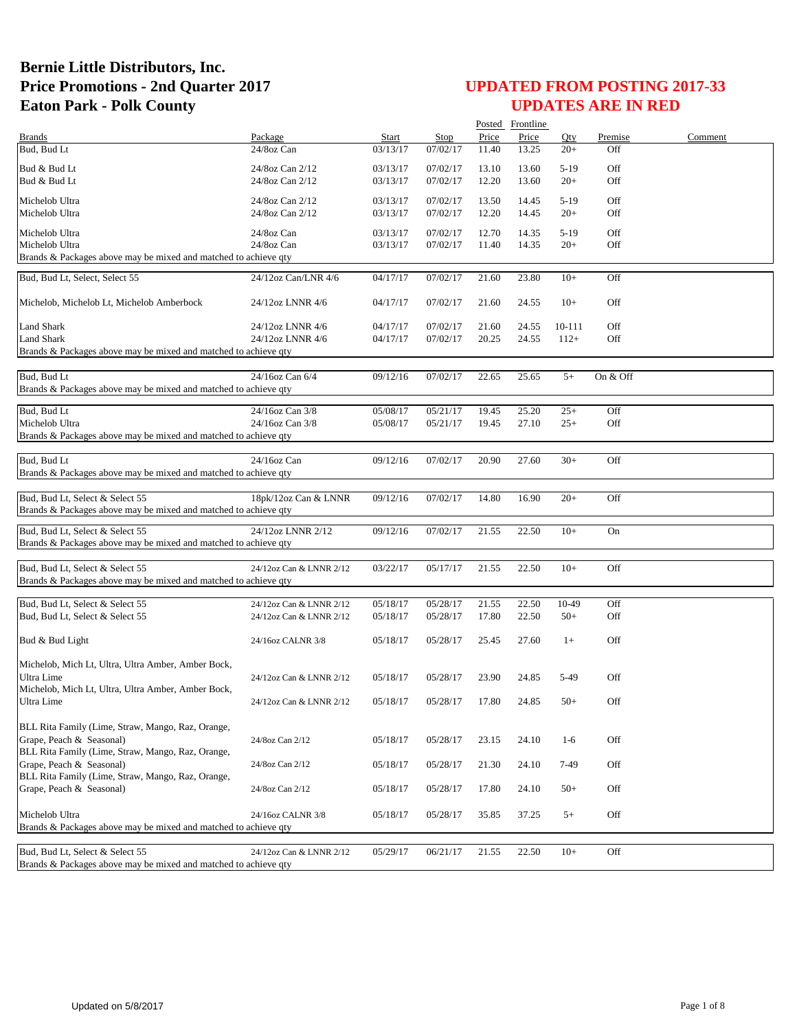# Bernie Little Distributors, Inc.
# Price Promotions - 2nd Quarter 2017
# Eaton Park - Polk County

## UPDATED FROM POSTING 2017-33
## UPDATES ARE IN RED

| Brands | Package | Start | Stop | Posted Price | Frontline Price | Qty | Premise | Comment |
|---|---|---|---|---|---|---|---|---|
| Bud, Bud Lt | 24/8oz Can | 03/13/17 | 07/02/17 | 11.40 | 13.25 | 20+ | Off | |
| Bud & Bud Lt | 24/8oz Can 2/12 | 03/13/17 | 07/02/17 | 13.10 | 13.60 | 5-19 | Off | |
| Bud & Bud Lt | 24/8oz Can 2/12 | 03/13/17 | 07/02/17 | 12.20 | 13.60 | 20+ | Off | |
| Michelob Ultra | 24/8oz Can 2/12 | 03/13/17 | 07/02/17 | 13.50 | 14.45 | 5-19 | Off | |
| Michelob Ultra | 24/8oz Can 2/12 | 03/13/17 | 07/02/17 | 12.20 | 14.45 | 20+ | Off | |
| Michelob Ultra | 24/8oz Can | 03/13/17 | 07/02/17 | 12.70 | 14.35 | 5-19 | Off | |
| Michelob Ultra | 24/8oz Can | 03/13/17 | 07/02/17 | 11.40 | 14.35 | 20+ | Off | |
| Brands & Packages above may be mixed and matched to achieve qty | | | | | | | | |
| Bud, Bud Lt, Select, Select 55 | 24/12oz Can/LNR 4/6 | 04/17/17 | 07/02/17 | 21.60 | 23.80 | 10+ | Off | |
| Michelob, Michelob Lt, Michelob Amberbock | 24/12oz LNNR 4/6 | 04/17/17 | 07/02/17 | 21.60 | 24.55 | 10+ | Off | |
| Land Shark | 24/12oz LNNR 4/6 | 04/17/17 | 07/02/17 | 21.60 | 24.55 | 10-111 | Off | |
| Land Shark | 24/12oz LNNR 4/6 | 04/17/17 | 07/02/17 | 20.25 | 24.55 | 112+ | Off | |
| Brands & Packages above may be mixed and matched to achieve qty | | | | | | | | |
| Bud, Bud Lt | 24/16oz Can 6/4 | 09/12/16 | 07/02/17 | 22.65 | 25.65 | 5+ | On & Off | |
| Brands & Packages above may be mixed and matched to achieve qty | | | | | | | | |
| Bud, Bud Lt | 24/16oz Can 3/8 | 05/08/17 | 05/21/17 | 19.45 | 25.20 | 25+ | Off | |
| Michelob Ultra | 24/16oz Can 3/8 | 05/08/17 | 05/21/17 | 19.45 | 27.10 | 25+ | Off | |
| Brands & Packages above may be mixed and matched to achieve qty | | | | | | | | |
| Bud, Bud Lt | 24/16oz Can | 09/12/16 | 07/02/17 | 20.90 | 27.60 | 30+ | Off | |
| Brands & Packages above may be mixed and matched to achieve qty | | | | | | | | |
| Bud, Bud Lt, Select & Select 55 | 18pk/12oz Can & LNNR | 09/12/16 | 07/02/17 | 14.80 | 16.90 | 20+ | Off | |
| Brands & Packages above may be mixed and matched to achieve qty | | | | | | | | |
| Bud, Bud Lt, Select & Select 55 | 24/12oz LNNR 2/12 | 09/12/16 | 07/02/17 | 21.55 | 22.50 | 10+ | On | |
| Brands & Packages above may be mixed and matched to achieve qty | | | | | | | | |
| Bud, Bud Lt, Select & Select 55 | 24/12oz Can & LNNR 2/12 | 03/22/17 | 05/17/17 | 21.55 | 22.50 | 10+ | Off | |
| Brands & Packages above may be mixed and matched to achieve qty | | | | | | | | |
| Bud, Bud Lt, Select & Select 55 | 24/12oz Can & LNNR 2/12 | 05/18/17 | 05/28/17 | 21.55 | 22.50 | 10-49 | Off | |
| Bud, Bud Lt, Select & Select 55 | 24/12oz Can & LNNR 2/12 | 05/18/17 | 05/28/17 | 17.80 | 22.50 | 50+ | Off | |
| Bud & Bud Light | 24/16oz CALNR 3/8 | 05/18/17 | 05/28/17 | 25.45 | 27.60 | 1+ | Off | |
| Michelob, Mich Lt, Ultra, Ultra Amber, Amber Bock, Ultra Lime | 24/12oz Can & LNNR 2/12 | 05/18/17 | 05/28/17 | 23.90 | 24.85 | 5-49 | Off | |
| Michelob, Mich Lt, Ultra, Ultra Amber, Amber Bock, Ultra Lime | 24/12oz Can & LNNR 2/12 | 05/18/17 | 05/28/17 | 17.80 | 24.85 | 50+ | Off | |
| BLL Rita Family (Lime, Straw, Mango, Raz, Orange, Grape, Peach & Seasonal) | 24/8oz Can 2/12 | 05/18/17 | 05/28/17 | 23.15 | 24.10 | 1-6 | Off | |
| BLL Rita Family (Lime, Straw, Mango, Raz, Orange, Grape, Peach & Seasonal) | 24/8oz Can 2/12 | 05/18/17 | 05/28/17 | 21.30 | 24.10 | 7-49 | Off | |
| BLL Rita Family (Lime, Straw, Mango, Raz, Orange, Grape, Peach & Seasonal) | 24/8oz Can 2/12 | 05/18/17 | 05/28/17 | 17.80 | 24.10 | 50+ | Off | |
| Michelob Ultra | 24/16oz CALNR 3/8 | 05/18/17 | 05/28/17 | 35.85 | 37.25 | 5+ | Off | |
| Brands & Packages above may be mixed and matched to achieve qty | | | | | | | | |
| Bud, Bud Lt, Select & Select 55 | 24/12oz Can & LNNR 2/12 | 05/29/17 | 06/21/17 | 21.55 | 22.50 | 10+ | Off | |
| Brands & Packages above may be mixed and matched to achieve qty | | | | | | | | |

Updated on 5/8/2017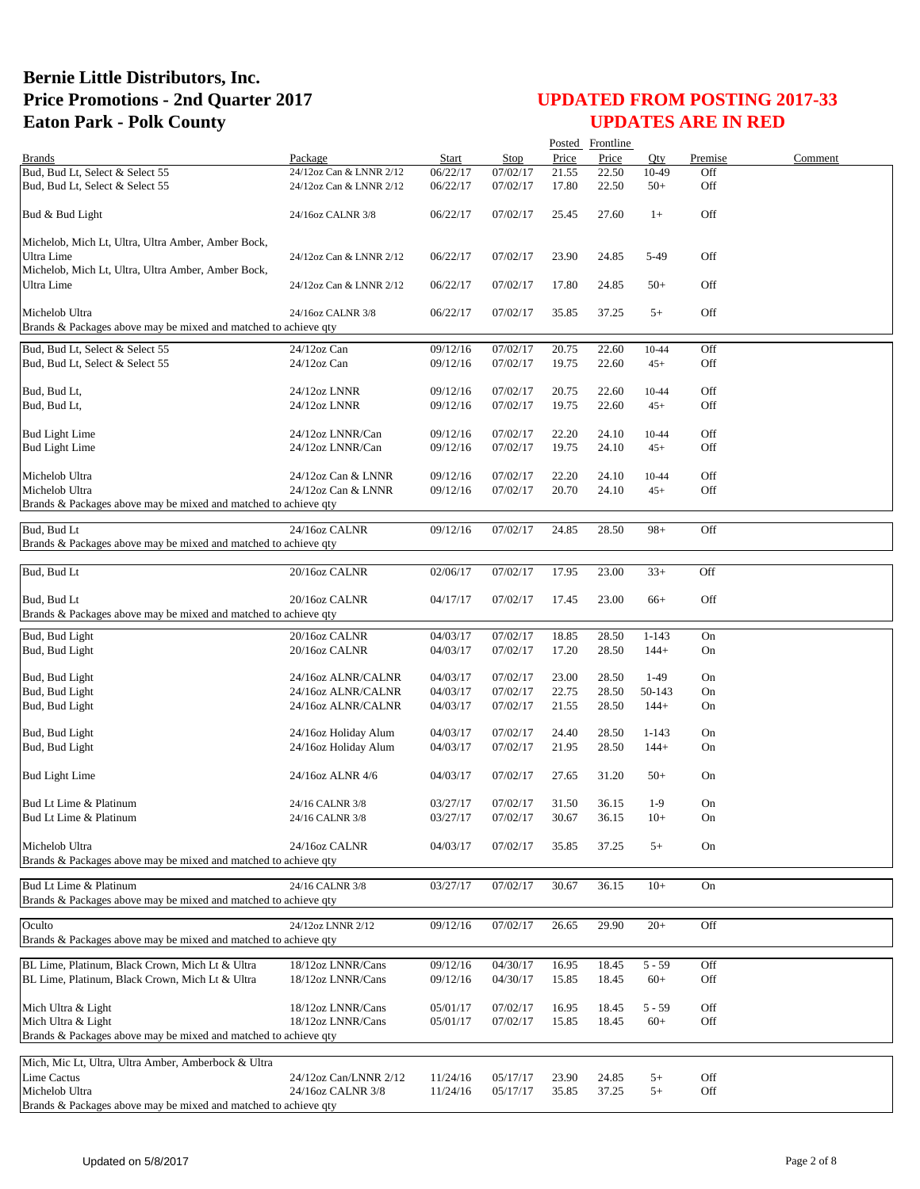# Bernie Little Distributors, Inc.
# Price Promotions - 2nd Quarter 2017
# Eaton Park - Polk County

## UPDATED FROM POSTING 2017-33
## UPDATES ARE IN RED

| Brands | Package | Start | Stop | Posted Price | Frontline Price | Qty | Premise | Comment |
|---|---|---|---|---|---|---|---|---|
| Bud, Bud Lt, Select & Select 55 | 24/12oz Can & LNNR 2/12 | 06/22/17 | 07/02/17 | 21.55 | 22.50 | 10-49 | Off | |
| Bud, Bud Lt, Select & Select 55 | 24/12oz Can & LNNR 2/12 | 06/22/17 | 07/02/17 | 17.80 | 22.50 | 50+ | Off | |
| Bud & Bud Light | 24/16oz CALNR 3/8 | 06/22/17 | 07/02/17 | 25.45 | 27.60 | 1+ | Off | |
| Michelob, Mich Lt, Ultra, Ultra Amber, Amber Bock, Ultra Lime | 24/12oz Can & LNNR 2/12 | 06/22/17 | 07/02/17 | 23.90 | 24.85 | 5-49 | Off | |
| Michelob, Mich Lt, Ultra, Ultra Amber, Amber Bock, Ultra Lime | 24/12oz Can & LNNR 2/12 | 06/22/17 | 07/02/17 | 17.80 | 24.85 | 50+ | Off | |
| Michelob Ultra | 24/16oz CALNR 3/8 | 06/22/17 | 07/02/17 | 35.85 | 37.25 | 5+ | Off | |
| Brands & Packages above may be mixed and matched to achieve qty | | | | | | | | |
| Bud, Bud Lt, Select & Select 55 | 24/12oz Can | 09/12/16 | 07/02/17 | 20.75 | 22.60 | 10-44 | Off | |
| Bud, Bud Lt, Select & Select 55 | 24/12oz Can | 09/12/16 | 07/02/17 | 19.75 | 22.60 | 45+ | Off | |
| Bud, Bud Lt, | 24/12oz LNNR | 09/12/16 | 07/02/17 | 20.75 | 22.60 | 10-44 | Off | |
| Bud, Bud Lt, | 24/12oz LNNR | 09/12/16 | 07/02/17 | 19.75 | 22.60 | 45+ | Off | |
| Bud Light Lime | 24/12oz LNNR/Can | 09/12/16 | 07/02/17 | 22.20 | 24.10 | 10-44 | Off | |
| Bud Light Lime | 24/12oz LNNR/Can | 09/12/16 | 07/02/17 | 19.75 | 24.10 | 45+ | Off | |
| Michelob Ultra | 24/12oz Can & LNNR | 09/12/16 | 07/02/17 | 22.20 | 24.10 | 10-44 | Off | |
| Michelob Ultra | 24/12oz Can & LNNR | 09/12/16 | 07/02/17 | 20.70 | 24.10 | 45+ | Off | |
| Brands & Packages above may be mixed and matched to achieve qty | | | | | | | | |
| Bud, Bud Lt | 24/16oz CALNR | 09/12/16 | 07/02/17 | 24.85 | 28.50 | 98+ | Off | |
| Brands & Packages above may be mixed and matched to achieve qty | | | | | | | | |
| Bud, Bud Lt | 20/16oz CALNR | 02/06/17 | 07/02/17 | 17.95 | 23.00 | 33+ | Off | |
| Bud, Bud Lt | 20/16oz CALNR | 04/17/17 | 07/02/17 | 17.45 | 23.00 | 66+ | Off | |
| Brands & Packages above may be mixed and matched to achieve qty | | | | | | | | |
| Bud, Bud Light | 20/16oz CALNR | 04/03/17 | 07/02/17 | 18.85 | 28.50 | 1-143 | On | |
| Bud, Bud Light | 20/16oz CALNR | 04/03/17 | 07/02/17 | 17.20 | 28.50 | 144+ | On | |
| Bud, Bud Light | 24/16oz ALNR/CALNR | 04/03/17 | 07/02/17 | 23.00 | 28.50 | 1-49 | On | |
| Bud, Bud Light | 24/16oz ALNR/CALNR | 04/03/17 | 07/02/17 | 22.75 | 28.50 | 50-143 | On | |
| Bud, Bud Light | 24/16oz ALNR/CALNR | 04/03/17 | 07/02/17 | 21.55 | 28.50 | 144+ | On | |
| Bud, Bud Light | 24/16oz Holiday Alum | 04/03/17 | 07/02/17 | 24.40 | 28.50 | 1-143 | On | |
| Bud, Bud Light | 24/16oz Holiday Alum | 04/03/17 | 07/02/17 | 21.95 | 28.50 | 144+ | On | |
| Bud Light Lime | 24/16oz ALNR 4/6 | 04/03/17 | 07/02/17 | 27.65 | 31.20 | 50+ | On | |
| Bud Lt Lime & Platinum | 24/16 CALNR 3/8 | 03/27/17 | 07/02/17 | 31.50 | 36.15 | 1-9 | On | |
| Bud Lt Lime & Platinum | 24/16 CALNR 3/8 | 03/27/17 | 07/02/17 | 30.67 | 36.15 | 10+ | On | |
| Michelob Ultra | 24/16oz CALNR | 04/03/17 | 07/02/17 | 35.85 | 37.25 | 5+ | On | |
| Brands & Packages above may be mixed and matched to achieve qty | | | | | | | | |
| Bud Lt Lime & Platinum | 24/16 CALNR 3/8 | 03/27/17 | 07/02/17 | 30.67 | 36.15 | 10+ | On | |
| Brands & Packages above may be mixed and matched to achieve qty | | | | | | | | |
| Oculto | 24/12oz LNNR 2/12 | 09/12/16 | 07/02/17 | 26.65 | 29.90 | 20+ | Off | |
| Brands & Packages above may be mixed and matched to achieve qty | | | | | | | | |
| BL Lime, Platinum, Black Crown, Mich Lt & Ultra | 18/12oz LNNR/Cans | 09/12/16 | 04/30/17 | 16.95 | 18.45 | 5 - 59 | Off | |
| BL Lime, Platinum, Black Crown, Mich Lt & Ultra | 18/12oz LNNR/Cans | 09/12/16 | 04/30/17 | 15.85 | 18.45 | 60+ | Off | |
| Mich Ultra & Light | 18/12oz LNNR/Cans | 05/01/17 | 07/02/17 | 16.95 | 18.45 | 5 - 59 | Off | |
| Mich Ultra & Light | 18/12oz LNNR/Cans | 05/01/17 | 07/02/17 | 15.85 | 18.45 | 60+ | Off | |
| Brands & Packages above may be mixed and matched to achieve qty | | | | | | | | |
| Mich, Mic Lt, Ultra, Ultra Amber, Amberbock & Ultra Lime Cactus | 24/12oz Can/LNNR 2/12 | 11/24/16 | 05/17/17 | 23.90 | 24.85 | 5+ | Off | |
| Michelob Ultra | 24/16oz CALNR 3/8 | 11/24/16 | 05/17/17 | 35.85 | 37.25 | 5+ | Off | |
| Brands & Packages above may be mixed and matched to achieve qty | | | | | | | | |

Updated on 5/8/2017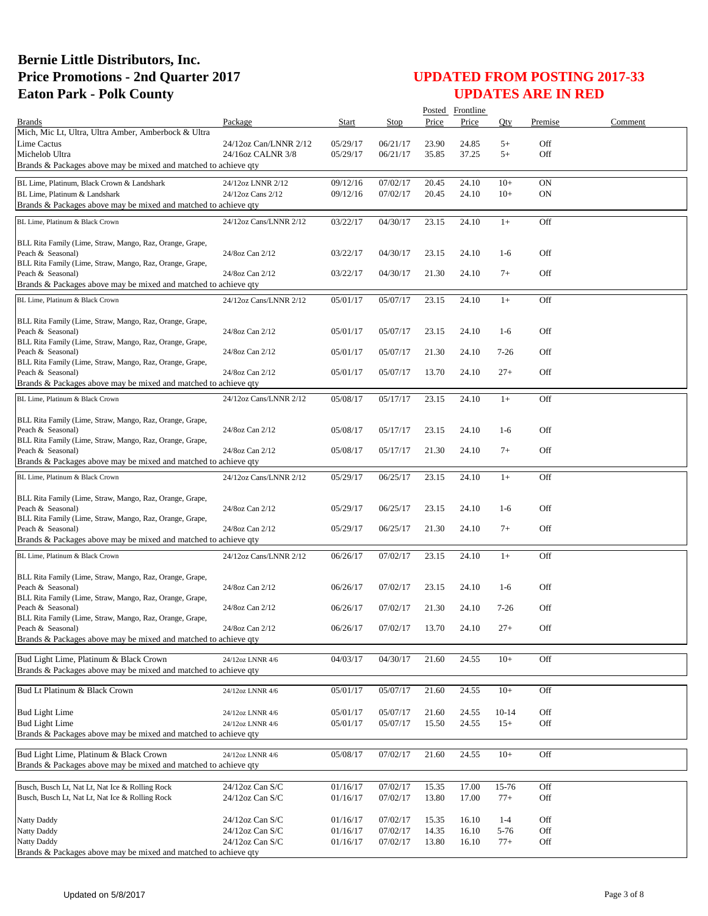# Bernie Little Distributors, Inc.
# Price Promotions - 2nd Quarter 2017
# Eaton Park - Polk County

## UPDATED FROM POSTING 2017-33
## UPDATES ARE IN RED

| Brands | Package | Start | Stop | Posted Price | Frontline Price | Qty | Premise | Comment |
|---|---|---|---|---|---|---|---|---|
| Mich, Mic Lt, Ultra, Ultra Amber, Amberbock & Ultra Lime Cactus | 24/12oz Can/LNNR 2/12 | 05/29/17 | 06/21/17 | 23.90 | 24.85 | 5+ | Off | |
| Michelob Ultra | 24/16oz CALNR 3/8 | 05/29/17 | 06/21/17 | 35.85 | 37.25 | 5+ | Off | |
| Brands & Packages above may be mixed and matched to achieve qty | | | | | | | | |
| BL Lime, Platinum, Black Crown & Landshark | 24/12oz LNNR 2/12 | 09/12/16 | 07/02/17 | 20.45 | 24.10 | 10+ | ON | |
| BL Lime, Platinum & Landshark | 24/12oz Cans 2/12 | 09/12/16 | 07/02/17 | 20.45 | 24.10 | 10+ | ON | |
| Brands & Packages above may be mixed and matched to achieve qty | | | | | | | | |
| BL Lime, Platinum & Black Crown | 24/12oz Cans/LNNR 2/12 | 03/22/17 | 04/30/17 | 23.15 | 24.10 | 1+ | Off | |
| BLL Rita Family (Lime, Straw, Mango, Raz, Orange, Grape, Peach & Seasonal) | 24/8oz Can 2/12 | 03/22/17 | 04/30/17 | 23.15 | 24.10 | 1-6 | Off | |
| BLL Rita Family (Lime, Straw, Mango, Raz, Orange, Grape, Peach & Seasonal) | 24/8oz Can 2/12 | 03/22/17 | 04/30/17 | 21.30 | 24.10 | 7+ | Off | |
| Brands & Packages above may be mixed and matched to achieve qty | | | | | | | | |
| BL Lime, Platinum & Black Crown | 24/12oz Cans/LNNR 2/12 | 05/01/17 | 05/07/17 | 23.15 | 24.10 | 1+ | Off | |
| BLL Rita Family (Lime, Straw, Mango, Raz, Orange, Grape, Peach & Seasonal) | 24/8oz Can 2/12 | 05/01/17 | 05/07/17 | 23.15 | 24.10 | 1-6 | Off | |
| BLL Rita Family (Lime, Straw, Mango, Raz, Orange, Grape, Peach & Seasonal) | 24/8oz Can 2/12 | 05/01/17 | 05/07/17 | 21.30 | 24.10 | 7-26 | Off | |
| BLL Rita Family (Lime, Straw, Mango, Raz, Orange, Grape, Peach & Seasonal) | 24/8oz Can 2/12 | 05/01/17 | 05/07/17 | 13.70 | 24.10 | 27+ | Off | |
| Brands & Packages above may be mixed and matched to achieve qty | | | | | | | | |
| BL Lime, Platinum & Black Crown | 24/12oz Cans/LNNR 2/12 | 05/08/17 | 05/17/17 | 23.15 | 24.10 | 1+ | Off | |
| BLL Rita Family (Lime, Straw, Mango, Raz, Orange, Grape, Peach & Seasonal) | 24/8oz Can 2/12 | 05/08/17 | 05/17/17 | 23.15 | 24.10 | 1-6 | Off | |
| BLL Rita Family (Lime, Straw, Mango, Raz, Orange, Grape, Peach & Seasonal) | 24/8oz Can 2/12 | 05/08/17 | 05/17/17 | 21.30 | 24.10 | 7+ | Off | |
| Brands & Packages above may be mixed and matched to achieve qty | | | | | | | | |
| BL Lime, Platinum & Black Crown | 24/12oz Cans/LNNR 2/12 | 05/29/17 | 06/25/17 | 23.15 | 24.10 | 1+ | Off | |
| BLL Rita Family (Lime, Straw, Mango, Raz, Orange, Grape, Peach & Seasonal) | 24/8oz Can 2/12 | 05/29/17 | 06/25/17 | 23.15 | 24.10 | 1-6 | Off | |
| BLL Rita Family (Lime, Straw, Mango, Raz, Orange, Grape, Peach & Seasonal) | 24/8oz Can 2/12 | 05/29/17 | 06/25/17 | 21.30 | 24.10 | 7+ | Off | |
| Brands & Packages above may be mixed and matched to achieve qty | | | | | | | | |
| BL Lime, Platinum & Black Crown | 24/12oz Cans/LNNR 2/12 | 06/26/17 | 07/02/17 | 23.15 | 24.10 | 1+ | Off | |
| BLL Rita Family (Lime, Straw, Mango, Raz, Orange, Grape, Peach & Seasonal) | 24/8oz Can 2/12 | 06/26/17 | 07/02/17 | 23.15 | 24.10 | 1-6 | Off | |
| BLL Rita Family (Lime, Straw, Mango, Raz, Orange, Grape, Peach & Seasonal) | 24/8oz Can 2/12 | 06/26/17 | 07/02/17 | 21.30 | 24.10 | 7-26 | Off | |
| BLL Rita Family (Lime, Straw, Mango, Raz, Orange, Grape, Peach & Seasonal) | 24/8oz Can 2/12 | 06/26/17 | 07/02/17 | 13.70 | 24.10 | 27+ | Off | |
| Brands & Packages above may be mixed and matched to achieve qty | | | | | | | | |
| Bud Light Lime, Platinum & Black Crown | 24/12oz LNNR 4/6 | 04/03/17 | 04/30/17 | 21.60 | 24.55 | 10+ | Off | |
| Brands & Packages above may be mixed and matched to achieve qty | | | | | | | | |
| Bud Lt Platinum & Black Crown | 24/12oz LNNR 4/6 | 05/01/17 | 05/07/17 | 21.60 | 24.55 | 10+ | Off | |
| Bud Light Lime | 24/12oz LNNR 4/6 | 05/01/17 | 05/07/17 | 21.60 | 24.55 | 10-14 | Off | |
| Bud Light Lime | 24/12oz LNNR 4/6 | 05/01/17 | 05/07/17 | 15.50 | 24.55 | 15+ | Off | |
| Brands & Packages above may be mixed and matched to achieve qty | | | | | | | | |
| Bud Light Lime, Platinum & Black Crown | 24/12oz LNNR 4/6 | 05/08/17 | 07/02/17 | 21.60 | 24.55 | 10+ | Off | |
| Brands & Packages above may be mixed and matched to achieve qty | | | | | | | | |
| Busch, Busch Lt, Nat Lt, Nat Ice & Rolling Rock | 24/12oz Can S/C | 01/16/17 | 07/02/17 | 15.35 | 17.00 | 15-76 | Off | |
| Busch, Busch Lt, Nat Lt, Nat Ice & Rolling Rock | 24/12oz Can S/C | 01/16/17 | 07/02/17 | 13.80 | 17.00 | 77+ | Off | |
| Natty Daddy | 24/12oz Can S/C | 01/16/17 | 07/02/17 | 15.35 | 16.10 | 1-4 | Off | |
| Natty Daddy | 24/12oz Can S/C | 01/16/17 | 07/02/17 | 14.35 | 16.10 | 5-76 | Off | |
| Natty Daddy | 24/12oz Can S/C | 01/16/17 | 07/02/17 | 13.80 | 16.10 | 77+ | Off | |
| Brands & Packages above may be mixed and matched to achieve qty | | | | | | | | |

Updated on 5/8/2017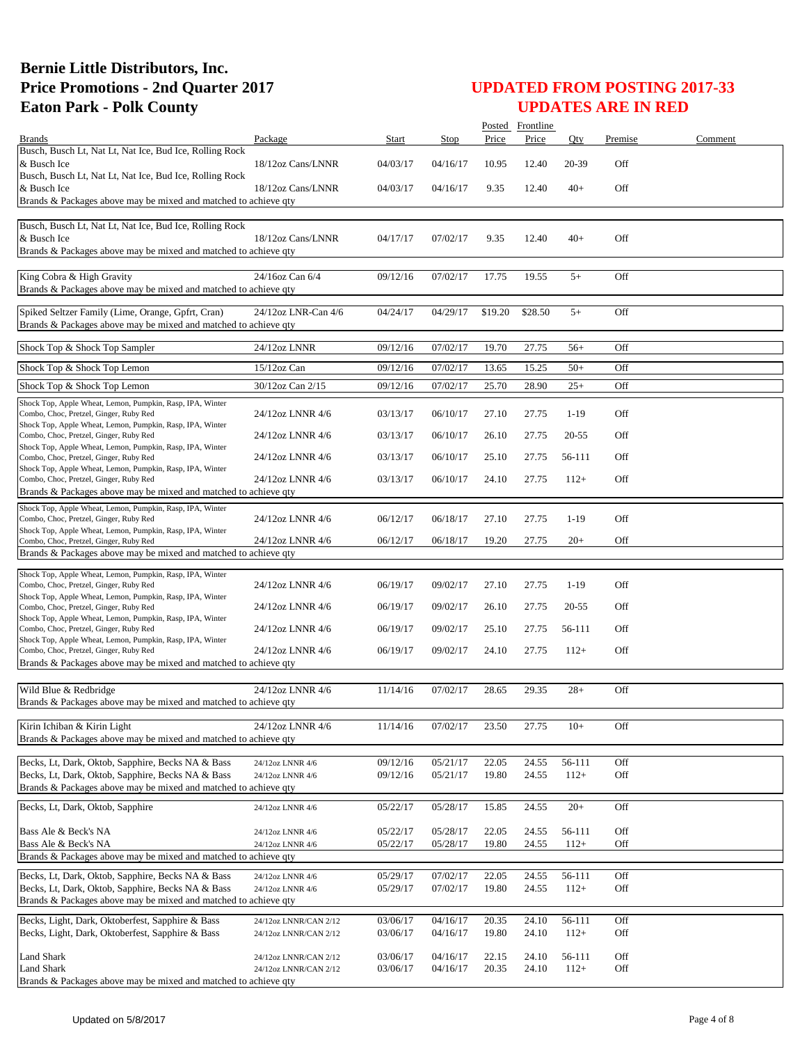# Bernie Little Distributors, Inc.
# Price Promotions - 2nd Quarter 2017
# Eaton Park - Polk County

## UPDATED FROM POSTING 2017-33
## UPDATES ARE IN RED

| Brands | Package | Start | Stop | Posted Price | Frontline Price | Qty | Premise | Comment |
|---|---|---|---|---|---|---|---|---|
| Busch, Busch Lt, Nat Lt, Nat Ice, Bud Ice, Rolling Rock & Busch Ice | 18/12oz Cans/LNNR | 04/03/17 | 04/16/17 | 10.95 | 12.40 | 20-39 | Off | |
| Busch, Busch Lt, Nat Lt, Nat Ice, Bud Ice, Rolling Rock & Busch Ice | 18/12oz Cans/LNNR | 04/03/17 | 04/16/17 | 9.35 | 12.40 | 40+ | Off | |
| Brands & Packages above may be mixed and matched to achieve qty | | | | | | | | |
| Busch, Busch Lt, Nat Lt, Nat Ice, Bud Ice, Rolling Rock & Busch Ice | 18/12oz Cans/LNNR | 04/17/17 | 07/02/17 | 9.35 | 12.40 | 40+ | Off | |
| Brands & Packages above may be mixed and matched to achieve qty | | | | | | | | |
| King Cobra & High Gravity | 24/16oz Can 6/4 | 09/12/16 | 07/02/17 | 17.75 | 19.55 | 5+ | Off | |
| Brands & Packages above may be mixed and matched to achieve qty | | | | | | | | |
| Spiked Seltzer Family (Lime, Orange, Gpfrt, Cran) | 24/12oz LNR-Can 4/6 | 04/24/17 | 04/29/17 | $19.20 | $28.50 | 5+ | Off | |
| Brands & Packages above may be mixed and matched to achieve qty | | | | | | | | |
| Shock Top & Shock Top Sampler | 24/12oz LNNR | 09/12/16 | 07/02/17 | 19.70 | 27.75 | 56+ | Off | |
| Shock Top & Shock Top Lemon | 15/12oz Can | 09/12/16 | 07/02/17 | 13.65 | 15.25 | 50+ | Off | |
| Shock Top & Shock Top Lemon | 30/12oz Can 2/15 | 09/12/16 | 07/02/17 | 25.70 | 28.90 | 25+ | Off | |
| Shock Top, Apple Wheat, Lemon, Pumpkin, Rasp, IPA, Winter Combo, Choc, Pretzel, Ginger, Ruby Red | 24/12oz LNNR 4/6 | 03/13/17 | 06/10/17 | 27.10 | 27.75 | 1-19 | Off | |
| Shock Top, Apple Wheat, Lemon, Pumpkin, Rasp, IPA, Winter Combo, Choc, Pretzel, Ginger, Ruby Red | 24/12oz LNNR 4/6 | 03/13/17 | 06/10/17 | 26.10 | 27.75 | 20-55 | Off | |
| Shock Top, Apple Wheat, Lemon, Pumpkin, Rasp, IPA, Winter Combo, Choc, Pretzel, Ginger, Ruby Red | 24/12oz LNNR 4/6 | 03/13/17 | 06/10/17 | 25.10 | 27.75 | 56-111 | Off | |
| Shock Top, Apple Wheat, Lemon, Pumpkin, Rasp, IPA, Winter Combo, Choc, Pretzel, Ginger, Ruby Red | 24/12oz LNNR 4/6 | 03/13/17 | 06/10/17 | 24.10 | 27.75 | 112+ | Off | |
| Brands & Packages above may be mixed and matched to achieve qty | | | | | | | | |
| Shock Top, Apple Wheat, Lemon, Pumpkin, Rasp, IPA, Winter Combo, Choc, Pretzel, Ginger, Ruby Red | 24/12oz LNNR 4/6 | 06/12/17 | 06/18/17 | 27.10 | 27.75 | 1-19 | Off | |
| Shock Top, Apple Wheat, Lemon, Pumpkin, Rasp, IPA, Winter Combo, Choc, Pretzel, Ginger, Ruby Red | 24/12oz LNNR 4/6 | 06/12/17 | 06/18/17 | 19.20 | 27.75 | 20+ | Off | |
| Brands & Packages above may be mixed and matched to achieve qty | | | | | | | | |
| Shock Top, Apple Wheat, Lemon, Pumpkin, Rasp, IPA, Winter Combo, Choc, Pretzel, Ginger, Ruby Red | 24/12oz LNNR 4/6 | 06/19/17 | 09/02/17 | 27.10 | 27.75 | 1-19 | Off | |
| Shock Top, Apple Wheat, Lemon, Pumpkin, Rasp, IPA, Winter Combo, Choc, Pretzel, Ginger, Ruby Red | 24/12oz LNNR 4/6 | 06/19/17 | 09/02/17 | 26.10 | 27.75 | 20-55 | Off | |
| Shock Top, Apple Wheat, Lemon, Pumpkin, Rasp, IPA, Winter Combo, Choc, Pretzel, Ginger, Ruby Red | 24/12oz LNNR 4/6 | 06/19/17 | 09/02/17 | 25.10 | 27.75 | 56-111 | Off | |
| Shock Top, Apple Wheat, Lemon, Pumpkin, Rasp, IPA, Winter Combo, Choc, Pretzel, Ginger, Ruby Red | 24/12oz LNNR 4/6 | 06/19/17 | 09/02/17 | 24.10 | 27.75 | 112+ | Off | |
| Brands & Packages above may be mixed and matched to achieve qty | | | | | | | | |
| Wild Blue & Redbridge | 24/12oz LNNR 4/6 | 11/14/16 | 07/02/17 | 28.65 | 29.35 | 28+ | Off | |
| Brands & Packages above may be mixed and matched to achieve qty | | | | | | | | |
| Kirin Ichiban & Kirin Light | 24/12oz LNNR 4/6 | 11/14/16 | 07/02/17 | 23.50 | 27.75 | 10+ | Off | |
| Brands & Packages above may be mixed and matched to achieve qty | | | | | | | | |
| Becks, Lt, Dark, Oktob, Sapphire, Becks NA & Bass | 24/12oz LNNR 4/6 | 09/12/16 | 05/21/17 | 22.05 | 24.55 | 56-111 | Off | |
| Becks, Lt, Dark, Oktob, Sapphire, Becks NA & Bass | 24/12oz LNNR 4/6 | 09/12/16 | 05/21/17 | 19.80 | 24.55 | 112+ | Off | |
| Brands & Packages above may be mixed and matched to achieve qty | | | | | | | | |
| Becks, Lt, Dark, Oktob, Sapphire | 24/12oz LNNR 4/6 | 05/22/17 | 05/28/17 | 15.85 | 24.55 | 20+ | Off | |
| Bass Ale & Beck's NA | 24/12oz LNNR 4/6 | 05/22/17 | 05/28/17 | 22.05 | 24.55 | 56-111 | Off | |
| Bass Ale & Beck's NA | 24/12oz LNNR 4/6 | 05/22/17 | 05/28/17 | 19.80 | 24.55 | 112+ | Off | |
| Brands & Packages above may be mixed and matched to achieve qty | | | | | | | | |
| Becks, Lt, Dark, Oktob, Sapphire, Becks NA & Bass | 24/12oz LNNR 4/6 | 05/29/17 | 07/02/17 | 22.05 | 24.55 | 56-111 | Off | |
| Becks, Lt, Dark, Oktob, Sapphire, Becks NA & Bass | 24/12oz LNNR 4/6 | 05/29/17 | 07/02/17 | 19.80 | 24.55 | 112+ | Off | |
| Brands & Packages above may be mixed and matched to achieve qty | | | | | | | | |
| Becks, Light, Dark, Oktoberfest, Sapphire & Bass | 24/12oz LNNR/CAN 2/12 | 03/06/17 | 04/16/17 | 20.35 | 24.10 | 56-111 | Off | |
| Becks, Light, Dark, Oktoberfest, Sapphire & Bass | 24/12oz LNNR/CAN 2/12 | 03/06/17 | 04/16/17 | 19.80 | 24.10 | 112+ | Off | |
| Land Shark | 24/12oz LNNR/CAN 2/12 | 03/06/17 | 04/16/17 | 22.15 | 24.10 | 56-111 | Off | |
| Land Shark | 24/12oz LNNR/CAN 2/12 | 03/06/17 | 04/16/17 | 20.35 | 24.10 | 112+ | Off | |
| Brands & Packages above may be mixed and matched to achieve qty | | | | | | | | |

Updated on 5/8/2017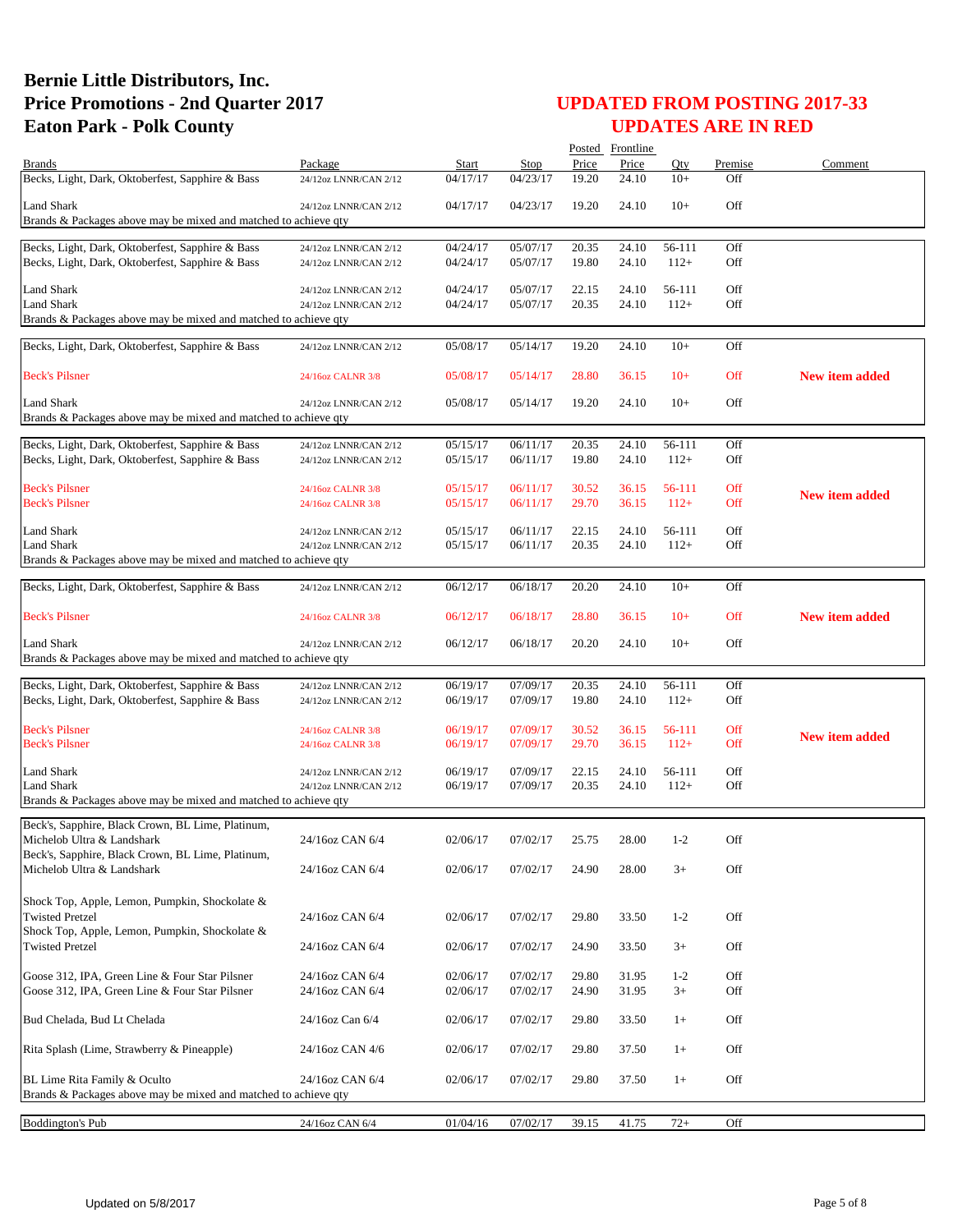# Bernie Little Distributors, Inc.
# Price Promotions - 2nd Quarter 2017
# Eaton Park - Polk County

## UPDATED FROM POSTING 2017-33
## UPDATES ARE IN RED

| Brands | Package | Start | Stop | Posted Price | Frontline Price | Qty | Premise | Comment |
|---|---|---|---|---|---|---|---|---|
| Becks, Light, Dark, Oktoberfest, Sapphire & Bass | 24/12oz LNNR/CAN 2/12 | 04/17/17 | 04/23/17 | 19.20 | 24.10 | 10+ | Off | |
| Land Shark | 24/12oz LNNR/CAN 2/12 | 04/17/17 | 04/23/17 | 19.20 | 24.10 | 10+ | Off | |
| Brands & Packages above may be mixed and matched to achieve qty | | | | | | | | |
| Becks, Light, Dark, Oktoberfest, Sapphire & Bass | 24/12oz LNNR/CAN 2/12 | 04/24/17 | 05/07/17 | 20.35 | 24.10 | 56-111 | Off | |
| Becks, Light, Dark, Oktoberfest, Sapphire & Bass | 24/12oz LNNR/CAN 2/12 | 04/24/17 | 05/07/17 | 19.80 | 24.10 | 112+ | Off | |
| Land Shark | 24/12oz LNNR/CAN 2/12 | 04/24/17 | 05/07/17 | 22.15 | 24.10 | 56-111 | Off | |
| Land Shark | 24/12oz LNNR/CAN 2/12 | 04/24/17 | 05/07/17 | 20.35 | 24.10 | 112+ | Off | |
| Brands & Packages above may be mixed and matched to achieve qty | | | | | | | | |
| Becks, Light, Dark, Oktoberfest, Sapphire & Bass | 24/12oz LNNR/CAN 2/12 | 05/08/17 | 05/14/17 | 19.20 | 24.10 | 10+ | Off | |
| Beck's Pilsner | 24/16oz CALNR 3/8 | 05/08/17 | 05/14/17 | 28.80 | 36.15 | 10+ | Off | New item added |
| Land Shark | 24/12oz LNNR/CAN 2/12 | 05/08/17 | 05/14/17 | 19.20 | 24.10 | 10+ | Off | |
| Brands & Packages above may be mixed and matched to achieve qty | | | | | | | | |
| Becks, Light, Dark, Oktoberfest, Sapphire & Bass | 24/12oz LNNR/CAN 2/12 | 05/15/17 | 06/11/17 | 20.35 | 24.10 | 56-111 | Off | |
| Becks, Light, Dark, Oktoberfest, Sapphire & Bass | 24/12oz LNNR/CAN 2/12 | 05/15/17 | 06/11/17 | 19.80 | 24.10 | 112+ | Off | |
| Beck's Pilsner | 24/16oz CALNR 3/8 | 05/15/17 | 06/11/17 | 30.52 | 36.15 | 56-111 | Off | New item added |
| Beck's Pilsner | 24/16oz CALNR 3/8 | 05/15/17 | 06/11/17 | 29.70 | 36.15 | 112+ | Off | |
| Land Shark | 24/12oz LNNR/CAN 2/12 | 05/15/17 | 06/11/17 | 22.15 | 24.10 | 56-111 | Off | |
| Land Shark | 24/12oz LNNR/CAN 2/12 | 05/15/17 | 06/11/17 | 20.35 | 24.10 | 112+ | Off | |
| Brands & Packages above may be mixed and matched to achieve qty | | | | | | | | |
| Becks, Light, Dark, Oktoberfest, Sapphire & Bass | 24/12oz LNNR/CAN 2/12 | 06/12/17 | 06/18/17 | 20.20 | 24.10 | 10+ | Off | |
| Beck's Pilsner | 24/16oz CALNR 3/8 | 06/12/17 | 06/18/17 | 28.80 | 36.15 | 10+ | Off | New item added |
| Land Shark | 24/12oz LNNR/CAN 2/12 | 06/12/17 | 06/18/17 | 20.20 | 24.10 | 10+ | Off | |
| Brands & Packages above may be mixed and matched to achieve qty | | | | | | | | |
| Becks, Light, Dark, Oktoberfest, Sapphire & Bass | 24/12oz LNNR/CAN 2/12 | 06/19/17 | 07/09/17 | 20.35 | 24.10 | 56-111 | Off | |
| Becks, Light, Dark, Oktoberfest, Sapphire & Bass | 24/12oz LNNR/CAN 2/12 | 06/19/17 | 07/09/17 | 19.80 | 24.10 | 112+ | Off | |
| Beck's Pilsner | 24/16oz CALNR 3/8 | 06/19/17 | 07/09/17 | 30.52 | 36.15 | 56-111 | Off | New item added |
| Beck's Pilsner | 24/16oz CALNR 3/8 | 06/19/17 | 07/09/17 | 29.70 | 36.15 | 112+ | Off | |
| Land Shark | 24/12oz LNNR/CAN 2/12 | 06/19/17 | 07/09/17 | 22.15 | 24.10 | 56-111 | Off | |
| Land Shark | 24/12oz LNNR/CAN 2/12 | 06/19/17 | 07/09/17 | 20.35 | 24.10 | 112+ | Off | |
| Brands & Packages above may be mixed and matched to achieve qty | | | | | | | | |
| Beck's, Sapphire, Black Crown, BL Lime, Platinum, Michelob Ultra & Landshark | 24/16oz CAN 6/4 | 02/06/17 | 07/02/17 | 25.75 | 28.00 | 1-2 | Off | |
| Beck's, Sapphire, Black Crown, BL Lime, Platinum, Michelob Ultra & Landshark | 24/16oz CAN 6/4 | 02/06/17 | 07/02/17 | 24.90 | 28.00 | 3+ | Off | |
| Shock Top, Apple, Lemon, Pumpkin, Shockolate & Twisted Pretzel | 24/16oz CAN 6/4 | 02/06/17 | 07/02/17 | 29.80 | 33.50 | 1-2 | Off | |
| Shock Top, Apple, Lemon, Pumpkin, Shockolate & Twisted Pretzel | 24/16oz CAN 6/4 | 02/06/17 | 07/02/17 | 24.90 | 33.50 | 3+ | Off | |
| Goose 312, IPA, Green Line & Four Star Pilsner | 24/16oz CAN 6/4 | 02/06/17 | 07/02/17 | 29.80 | 31.95 | 1-2 | Off | |
| Goose 312, IPA, Green Line & Four Star Pilsner | 24/16oz CAN 6/4 | 02/06/17 | 07/02/17 | 24.90 | 31.95 | 3+ | Off | |
| Bud Chelada, Bud Lt Chelada | 24/16oz Can 6/4 | 02/06/17 | 07/02/17 | 29.80 | 33.50 | 1+ | Off | |
| Rita Splash (Lime, Strawberry & Pineapple) | 24/16oz CAN 4/6 | 02/06/17 | 07/02/17 | 29.80 | 37.50 | 1+ | Off | |
| BL Lime Rita Family & Oculto | 24/16oz CAN 6/4 | 02/06/17 | 07/02/17 | 29.80 | 37.50 | 1+ | Off | |
| Brands & Packages above may be mixed and matched to achieve qty | | | | | | | | |
| Boddington's Pub | 24/16oz CAN 6/4 | 01/04/16 | 07/02/17 | 39.15 | 41.75 | 72+ | Off | |

Updated on 5/8/2017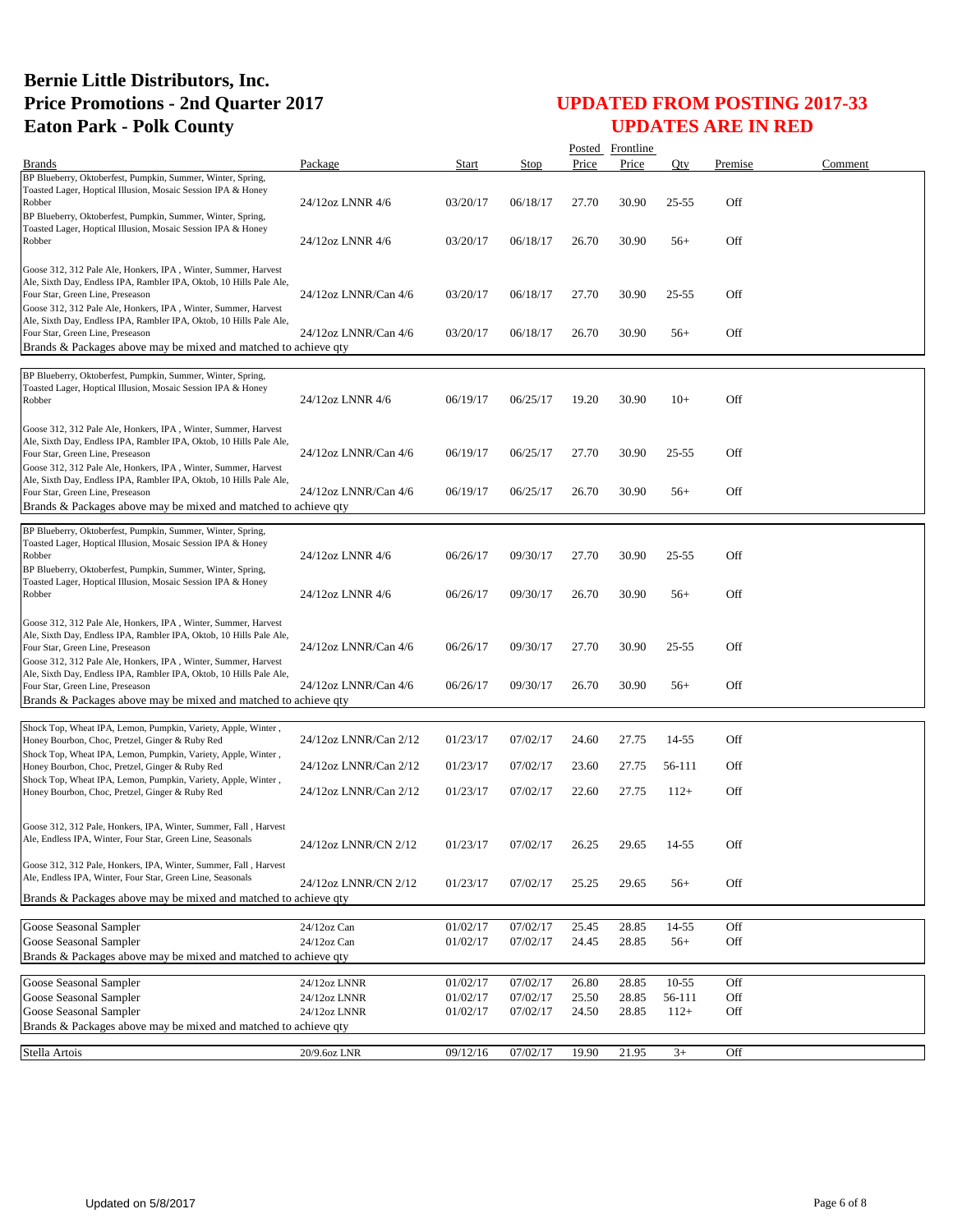# Bernie Little Distributors, Inc.
# Price Promotions - 2nd Quarter 2017
# Eaton Park - Polk County

## UPDATED FROM POSTING 2017-33
## UPDATES ARE IN RED

| Brands | Package | Start | Stop | Posted Price | Frontline Price | Qty | Premise | Comment |
|---|---|---|---|---|---|---|---|---|
| BP Blueberry, Oktoberfest, Pumpkin, Summer, Winter, Spring, Toasted Lager, Hoptical Illusion, Mosaic Session IPA & Honey Robber | 24/12oz LNNR 4/6 | 03/20/17 | 06/18/17 | 27.70 | 30.90 | 25-55 | Off | |
| BP Blueberry, Oktoberfest, Pumpkin, Summer, Winter, Spring, Toasted Lager, Hoptical Illusion, Mosaic Session IPA & Honey Robber | 24/12oz LNNR 4/6 | 03/20/17 | 06/18/17 | 26.70 | 30.90 | 56+ | Off | |
| Goose 312, 312 Pale Ale, Honkers, IPA , Winter, Summer, Harvest Ale, Sixth Day, Endless IPA, Rambler IPA, Oktob, 10 Hills Pale Ale, Four Star, Green Line, Preseason | 24/12oz LNNR/Can 4/6 | 03/20/17 | 06/18/17 | 27.70 | 30.90 | 25-55 | Off | |
| Goose 312, 312 Pale Ale, Honkers, IPA , Winter, Summer, Harvest Ale, Sixth Day, Endless IPA, Rambler IPA, Oktob, 10 Hills Pale Ale, Four Star, Green Line, Preseason | 24/12oz LNNR/Can 4/6 | 03/20/17 | 06/18/17 | 26.70 | 30.90 | 56+ | Off | |
| Brands & Packages above may be mixed and matched to achieve qty | | | | | | | | |
| BP Blueberry, Oktoberfest, Pumpkin, Summer, Winter, Spring, Toasted Lager, Hoptical Illusion, Mosaic Session IPA & Honey Robber | 24/12oz LNNR 4/6 | 06/19/17 | 06/25/17 | 19.20 | 30.90 | 10+ | Off | |
| Goose 312, 312 Pale Ale, Honkers, IPA , Winter, Summer, Harvest Ale, Sixth Day, Endless IPA, Rambler IPA, Oktob, 10 Hills Pale Ale, Four Star, Green Line, Preseason | 24/12oz LNNR/Can 4/6 | 06/19/17 | 06/25/17 | 27.70 | 30.90 | 25-55 | Off | |
| Goose 312, 312 Pale Ale, Honkers, IPA , Winter, Summer, Harvest Ale, Sixth Day, Endless IPA, Rambler IPA, Oktob, 10 Hills Pale Ale, Four Star, Green Line, Preseason | 24/12oz LNNR/Can 4/6 | 06/19/17 | 06/25/17 | 26.70 | 30.90 | 56+ | Off | |
| Brands & Packages above may be mixed and matched to achieve qty | | | | | | | | |
| BP Blueberry, Oktoberfest, Pumpkin, Summer, Winter, Spring, Toasted Lager, Hoptical Illusion, Mosaic Session IPA & Honey Robber | 24/12oz LNNR 4/6 | 06/26/17 | 09/30/17 | 27.70 | 30.90 | 25-55 | Off | |
| BP Blueberry, Oktoberfest, Pumpkin, Summer, Winter, Spring, Toasted Lager, Hoptical Illusion, Mosaic Session IPA & Honey Robber | 24/12oz LNNR 4/6 | 06/26/17 | 09/30/17 | 26.70 | 30.90 | 56+ | Off | |
| Goose 312, 312 Pale Ale, Honkers, IPA , Winter, Summer, Harvest Ale, Sixth Day, Endless IPA, Rambler IPA, Oktob, 10 Hills Pale Ale, Four Star, Green Line, Preseason | 24/12oz LNNR/Can 4/6 | 06/26/17 | 09/30/17 | 27.70 | 30.90 | 25-55 | Off | |
| Goose 312, 312 Pale Ale, Honkers, IPA , Winter, Summer, Harvest Ale, Sixth Day, Endless IPA, Rambler IPA, Oktob, 10 Hills Pale Ale, Four Star, Green Line, Preseason | 24/12oz LNNR/Can 4/6 | 06/26/17 | 09/30/17 | 26.70 | 30.90 | 56+ | Off | |
| Brands & Packages above may be mixed and matched to achieve qty | | | | | | | | |
| Shock Top, Wheat IPA, Lemon, Pumpkin, Variety, Apple, Winter , Honey Bourbon, Choc, Pretzel, Ginger & Ruby Red | 24/12oz LNNR/Can 2/12 | 01/23/17 | 07/02/17 | 24.60 | 27.75 | 14-55 | Off | |
| Shock Top, Wheat IPA, Lemon, Pumpkin, Variety, Apple, Winter , Honey Bourbon, Choc, Pretzel, Ginger & Ruby Red | 24/12oz LNNR/Can 2/12 | 01/23/17 | 07/02/17 | 23.60 | 27.75 | 56-111 | Off | |
| Shock Top, Wheat IPA, Lemon, Pumpkin, Variety, Apple, Winter , Honey Bourbon, Choc, Pretzel, Ginger & Ruby Red | 24/12oz LNNR/Can 2/12 | 01/23/17 | 07/02/17 | 22.60 | 27.75 | 112+ | Off | |
| Goose 312, 312 Pale, Honkers, IPA, Winter, Summer, Fall , Harvest Ale, Endless IPA, Winter, Four Star, Green Line, Seasonals | 24/12oz LNNR/CN 2/12 | 01/23/17 | 07/02/17 | 26.25 | 29.65 | 14-55 | Off | |
| Goose 312, 312 Pale, Honkers, IPA, Winter, Summer, Fall , Harvest Ale, Endless IPA, Winter, Four Star, Green Line, Seasonals | 24/12oz LNNR/CN 2/12 | 01/23/17 | 07/02/17 | 25.25 | 29.65 | 56+ | Off | |
| Brands & Packages above may be mixed and matched to achieve qty | | | | | | | | |
| Goose Seasonal Sampler | 24/12oz Can | 01/02/17 | 07/02/17 | 25.45 | 28.85 | 14-55 | Off | |
| Goose Seasonal Sampler | 24/12oz Can | 01/02/17 | 07/02/17 | 24.45 | 28.85 | 56+ | Off | |
| Brands & Packages above may be mixed and matched to achieve qty | | | | | | | | |
| Goose Seasonal Sampler | 24/12oz LNNR | 01/02/17 | 07/02/17 | 26.80 | 28.85 | 10-55 | Off | |
| Goose Seasonal Sampler | 24/12oz LNNR | 01/02/17 | 07/02/17 | 25.50 | 28.85 | 56-111 | Off | |
| Goose Seasonal Sampler | 24/12oz LNNR | 01/02/17 | 07/02/17 | 24.50 | 28.85 | 112+ | Off | |
| Brands & Packages above may be mixed and matched to achieve qty | | | | | | | | |
| Stella Artois | 20/9.6oz LNR | 09/12/16 | 07/02/17 | 19.90 | 21.95 | 3+ | Off | |

Updated on 5/8/2017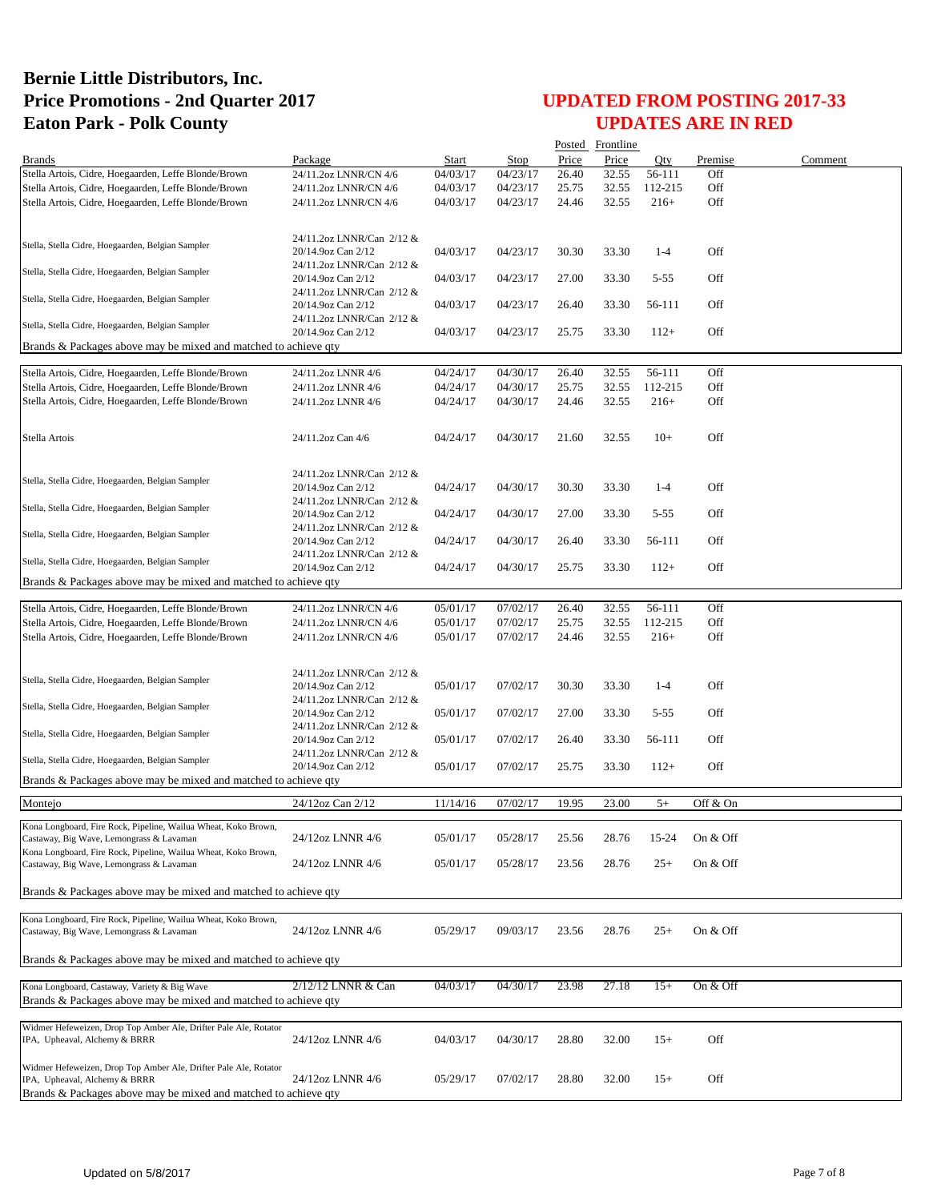# Bernie Little Distributors, Inc.
# Price Promotions - 2nd Quarter 2017
# Eaton Park - Polk County

## UPDATED FROM POSTING 2017-33
## UPDATES ARE IN RED

| Brands | Package | Start | Stop | Posted Price | Frontline Price | Qty | Premise | Comment |
|---|---|---|---|---|---|---|---|---|
| Stella Artois, Cidre, Hoegaarden, Leffe Blonde/Brown | 24/11.2oz LNNR/CN 4/6 | 04/03/17 | 04/23/17 | 26.40 | 32.55 | 56-111 | Off | |
| Stella Artois, Cidre, Hoegaarden, Leffe Blonde/Brown | 24/11.2oz LNNR/CN 4/6 | 04/03/17 | 04/23/17 | 25.75 | 32.55 | 112-215 | Off | |
| Stella Artois, Cidre, Hoegaarden, Leffe Blonde/Brown | 24/11.2oz LNNR/CN 4/6 | 04/03/17 | 04/23/17 | 24.46 | 32.55 | 216+ | Off | |
| Stella, Stella Cidre, Hoegaarden, Belgian Sampler | 24/11.2oz LNNR/Can 2/12 & 20/14.9oz Can 2/12 | 04/03/17 | 04/23/17 | 30.30 | 33.30 | 1-4 | Off | |
| Stella, Stella Cidre, Hoegaarden, Belgian Sampler | 24/11.2oz LNNR/Can 2/12 & 20/14.9oz Can 2/12 | 04/03/17 | 04/23/17 | 27.00 | 33.30 | 5-55 | Off | |
| Stella, Stella Cidre, Hoegaarden, Belgian Sampler | 24/11.2oz LNNR/Can 2/12 & 20/14.9oz Can 2/12 | 04/03/17 | 04/23/17 | 26.40 | 33.30 | 56-111 | Off | |
| Stella, Stella Cidre, Hoegaarden, Belgian Sampler | 24/11.2oz LNNR/Can 2/12 & 20/14.9oz Can 2/12 | 04/03/17 | 04/23/17 | 25.75 | 33.30 | 112+ | Off | |
| Brands & Packages above may be mixed and matched to achieve qty | | | | | | | | |
| Stella Artois, Cidre, Hoegaarden, Leffe Blonde/Brown | 24/11.2oz LNNR 4/6 | 04/24/17 | 04/30/17 | 26.40 | 32.55 | 56-111 | Off | |
| Stella Artois, Cidre, Hoegaarden, Leffe Blonde/Brown | 24/11.2oz LNNR 4/6 | 04/24/17 | 04/30/17 | 25.75 | 32.55 | 112-215 | Off | |
| Stella Artois, Cidre, Hoegaarden, Leffe Blonde/Brown | 24/11.2oz LNNR 4/6 | 04/24/17 | 04/30/17 | 24.46 | 32.55 | 216+ | Off | |
| Stella Artois | 24/11.2oz Can 4/6 | 04/24/17 | 04/30/17 | 21.60 | 32.55 | 10+ | Off | |
| Stella, Stella Cidre, Hoegaarden, Belgian Sampler | 24/11.2oz LNNR/Can 2/12 & 20/14.9oz Can 2/12 | 04/24/17 | 04/30/17 | 30.30 | 33.30 | 1-4 | Off | |
| Stella, Stella Cidre, Hoegaarden, Belgian Sampler | 24/11.2oz LNNR/Can 2/12 & 20/14.9oz Can 2/12 | 04/24/17 | 04/30/17 | 27.00 | 33.30 | 5-55 | Off | |
| Stella, Stella Cidre, Hoegaarden, Belgian Sampler | 24/11.2oz LNNR/Can 2/12 & 20/14.9oz Can 2/12 | 04/24/17 | 04/30/17 | 26.40 | 33.30 | 56-111 | Off | |
| Stella, Stella Cidre, Hoegaarden, Belgian Sampler | 24/11.2oz LNNR/Can 2/12 & 20/14.9oz Can 2/12 | 04/24/17 | 04/30/17 | 25.75 | 33.30 | 112+ | Off | |
| Brands & Packages above may be mixed and matched to achieve qty | | | | | | | | |
| Stella Artois, Cidre, Hoegaarden, Leffe Blonde/Brown | 24/11.2oz LNNR/CN 4/6 | 05/01/17 | 07/02/17 | 26.40 | 32.55 | 56-111 | Off | |
| Stella Artois, Cidre, Hoegaarden, Leffe Blonde/Brown | 24/11.2oz LNNR/CN 4/6 | 05/01/17 | 07/02/17 | 25.75 | 32.55 | 112-215 | Off | |
| Stella Artois, Cidre, Hoegaarden, Leffe Blonde/Brown | 24/11.2oz LNNR/CN 4/6 | 05/01/17 | 07/02/17 | 24.46 | 32.55 | 216+ | Off | |
| Stella, Stella Cidre, Hoegaarden, Belgian Sampler | 24/11.2oz LNNR/Can 2/12 & 20/14.9oz Can 2/12 | 05/01/17 | 07/02/17 | 30.30 | 33.30 | 1-4 | Off | |
| Stella, Stella Cidre, Hoegaarden, Belgian Sampler | 24/11.2oz LNNR/Can 2/12 & 20/14.9oz Can 2/12 | 05/01/17 | 07/02/17 | 27.00 | 33.30 | 5-55 | Off | |
| Stella, Stella Cidre, Hoegaarden, Belgian Sampler | 24/11.2oz LNNR/Can 2/12 & 20/14.9oz Can 2/12 | 05/01/17 | 07/02/17 | 26.40 | 33.30 | 56-111 | Off | |
| Stella, Stella Cidre, Hoegaarden, Belgian Sampler | 24/11.2oz LNNR/Can 2/12 & 20/14.9oz Can 2/12 | 05/01/17 | 07/02/17 | 25.75 | 33.30 | 112+ | Off | |
| Brands & Packages above may be mixed and matched to achieve qty | | | | | | | | |
| Montejo | 24/12oz Can 2/12 | 11/14/16 | 07/02/17 | 19.95 | 23.00 | 5+ | Off & On | |
| Kona Longboard, Fire Rock, Pipeline, Wailua Wheat, Koko Brown, Castaway, Big Wave, Lemongrass & Lavaman | 24/12oz LNNR 4/6 | 05/01/17 | 05/28/17 | 25.56 | 28.76 | 15-24 | On & Off | |
| Kona Longboard, Fire Rock, Pipeline, Wailua Wheat, Koko Brown, Castaway, Big Wave, Lemongrass & Lavaman | 24/12oz LNNR 4/6 | 05/01/17 | 05/28/17 | 23.56 | 28.76 | 25+ | On & Off | |
| Brands & Packages above may be mixed and matched to achieve qty | | | | | | | | |
| Kona Longboard, Fire Rock, Pipeline, Wailua Wheat, Koko Brown, Castaway, Big Wave, Lemongrass & Lavaman | 24/12oz LNNR 4/6 | 05/29/17 | 09/03/17 | 23.56 | 28.76 | 25+ | On & Off | |
| Brands & Packages above may be mixed and matched to achieve qty | | | | | | | | |
| Kona Longboard, Castaway, Variety & Big Wave | 2/12/12 LNNR & Can | 04/03/17 | 04/30/17 | 23.98 | 27.18 | 15+ | On & Off | |
| Brands & Packages above may be mixed and matched to achieve qty | | | | | | | | |
| Widmer Hefeweizen, Drop Top Amber Ale, Drifter Pale Ale, Rotator IPA, Upheaval, Alchemy & BRRR | 24/12oz LNNR 4/6 | 04/03/17 | 04/30/17 | 28.80 | 32.00 | 15+ | Off | |
| Widmer Hefeweizen, Drop Top Amber Ale, Drifter Pale Ale, Rotator IPA, Upheaval, Alchemy & BRRR | 24/12oz LNNR 4/6 | 05/29/17 | 07/02/17 | 28.80 | 32.00 | 15+ | Off | |
| Brands & Packages above may be mixed and matched to achieve qty | | | | | | | | |

Updated on 5/8/2017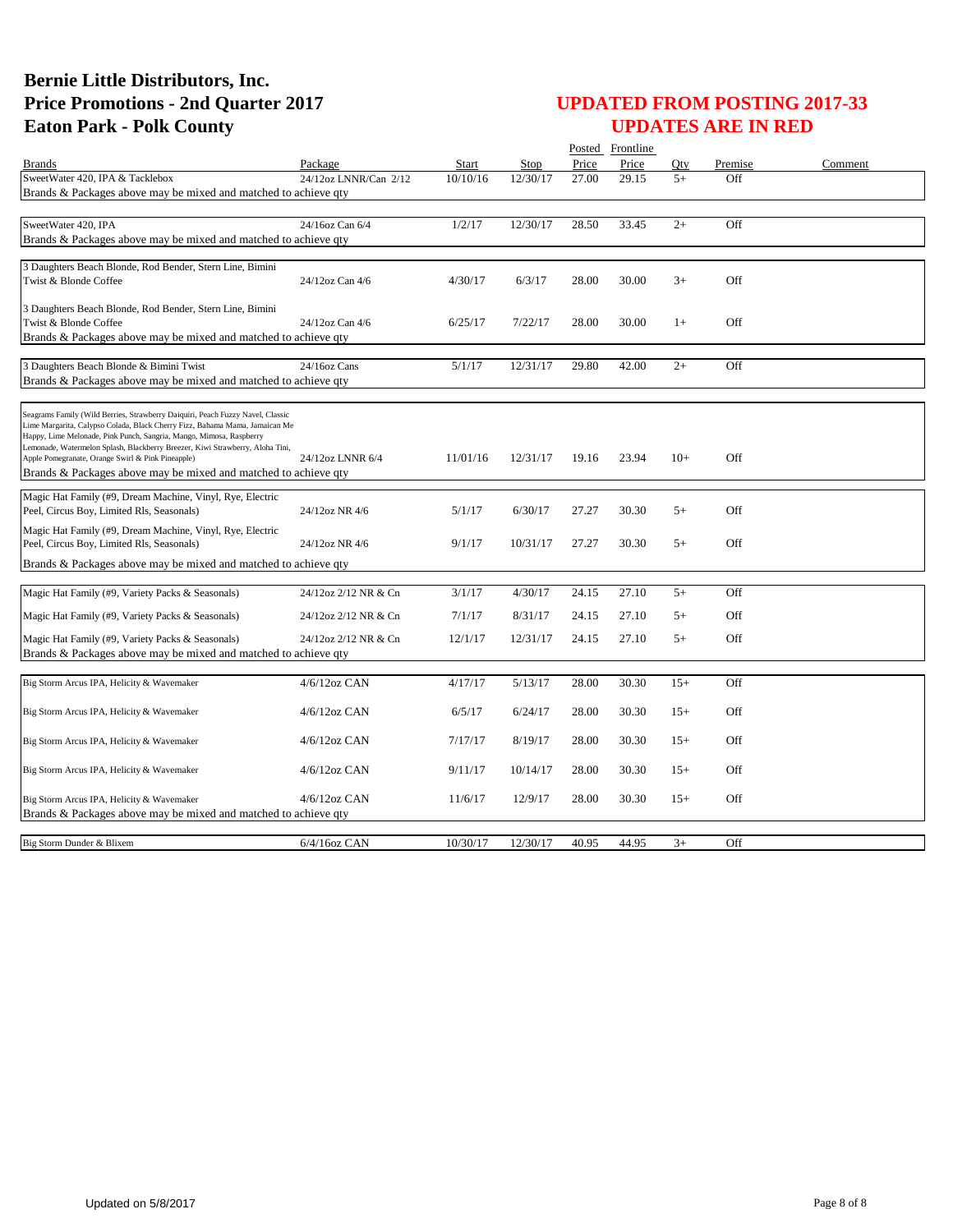# Bernie Little Distributors, Inc.
# Price Promotions - 2nd Quarter 2017
# Eaton Park - Polk County

## UPDATED FROM POSTING 2017-33
## UPDATES ARE IN RED

| Brands | Package | Start | Stop | Posted Price | Frontline Price | Qty | Premise | Comment |
|---|---|---|---|---|---|---|---|---|
| SweetWater 420, IPA & Tacklebox | 24/12oz LNNR/Can 2/12 | 10/10/16 | 12/30/17 | 27.00 | 29.15 | 5+ | Off | |
| Brands & Packages above may be mixed and matched to achieve qty | | | | | | | | |
| SweetWater 420, IPA | 24/16oz Can 6/4 | 1/2/17 | 12/30/17 | 28.50 | 33.45 | 2+ | Off | |
| Brands & Packages above may be mixed and matched to achieve qty | | | | | | | | |
| 3 Daughters Beach Blonde, Rod Bender, Stern Line, Bimini Twist & Blonde Coffee | 24/12oz Can 4/6 | 4/30/17 | 6/3/17 | 28.00 | 30.00 | 3+ | Off | |
| 3 Daughters Beach Blonde, Rod Bender, Stern Line, Bimini Twist & Blonde Coffee | 24/12oz Can 4/6 | 6/25/17 | 7/22/17 | 28.00 | 30.00 | 1+ | Off | |
| Brands & Packages above may be mixed and matched to achieve qty | | | | | | | | |
| 3 Daughters Beach Blonde & Bimini Twist | 24/16oz Cans | 5/1/17 | 12/31/17 | 29.80 | 42.00 | 2+ | Off | |
| Brands & Packages above may be mixed and matched to achieve qty | | | | | | | | |
| Seagrams Family (Wild Berries, Strawberry Daiquiri, Peach Fuzzy Navel, Classic Lime Margarita, Calypso Colada, Black Cherry Fizz, Bahama Mama, Jamaican Me Happy, Lime Melonade, Pink Punch, Sangria, Mango, Mimosa, Raspberry Lemonade, Watermelon Splash, Blackberry Breezer, Kiwi Strawberry, Aloha Tini, Apple Pomegranate, Orange Swirl & Pink Pineapple) | 24/12oz LNNR 6/4 | 11/01/16 | 12/31/17 | 19.16 | 23.94 | 10+ | Off | |
| Brands & Packages above may be mixed and matched to achieve qty | | | | | | | | |
| Magic Hat Family (#9, Dream Machine, Vinyl, Rye, Electric Peel, Circus Boy, Limited Rls, Seasonals) | 24/12oz NR 4/6 | 5/1/17 | 6/30/17 | 27.27 | 30.30 | 5+ | Off | |
| Magic Hat Family (#9, Dream Machine, Vinyl, Rye, Electric Peel, Circus Boy, Limited Rls, Seasonals) | 24/12oz NR 4/6 | 9/1/17 | 10/31/17 | 27.27 | 30.30 | 5+ | Off | |
| Brands & Packages above may be mixed and matched to achieve qty | | | | | | | | |
| Magic Hat Family (#9, Variety Packs & Seasonals) | 24/12oz 2/12 NR & Cn | 3/1/17 | 4/30/17 | 24.15 | 27.10 | 5+ | Off | |
| Magic Hat Family (#9, Variety Packs & Seasonals) | 24/12oz 2/12 NR & Cn | 7/1/17 | 8/31/17 | 24.15 | 27.10 | 5+ | Off | |
| Magic Hat Family (#9, Variety Packs & Seasonals) | 24/12oz 2/12 NR & Cn | 12/1/17 | 12/31/17 | 24.15 | 27.10 | 5+ | Off | |
| Brands & Packages above may be mixed and matched to achieve qty | | | | | | | | |
| Big Storm Arcus IPA, Helicity & Wavemaker | 4/6/12oz CAN | 4/17/17 | 5/13/17 | 28.00 | 30.30 | 15+ | Off | |
| Big Storm Arcus IPA, Helicity & Wavemaker | 4/6/12oz CAN | 6/5/17 | 6/24/17 | 28.00 | 30.30 | 15+ | Off | |
| Big Storm Arcus IPA, Helicity & Wavemaker | 4/6/12oz CAN | 7/17/17 | 8/19/17 | 28.00 | 30.30 | 15+ | Off | |
| Big Storm Arcus IPA, Helicity & Wavemaker | 4/6/12oz CAN | 9/11/17 | 10/14/17 | 28.00 | 30.30 | 15+ | Off | |
| Big Storm Arcus IPA, Helicity & Wavemaker | 4/6/12oz CAN | 11/6/17 | 12/9/17 | 28.00 | 30.30 | 15+ | Off | |
| Brands & Packages above may be mixed and matched to achieve qty | | | | | | | | |
| Big Storm Dunder & Blixem | 6/4/16oz CAN | 10/30/17 | 12/30/17 | 40.95 | 44.95 | 3+ | Off | |

Updated on 5/8/2017